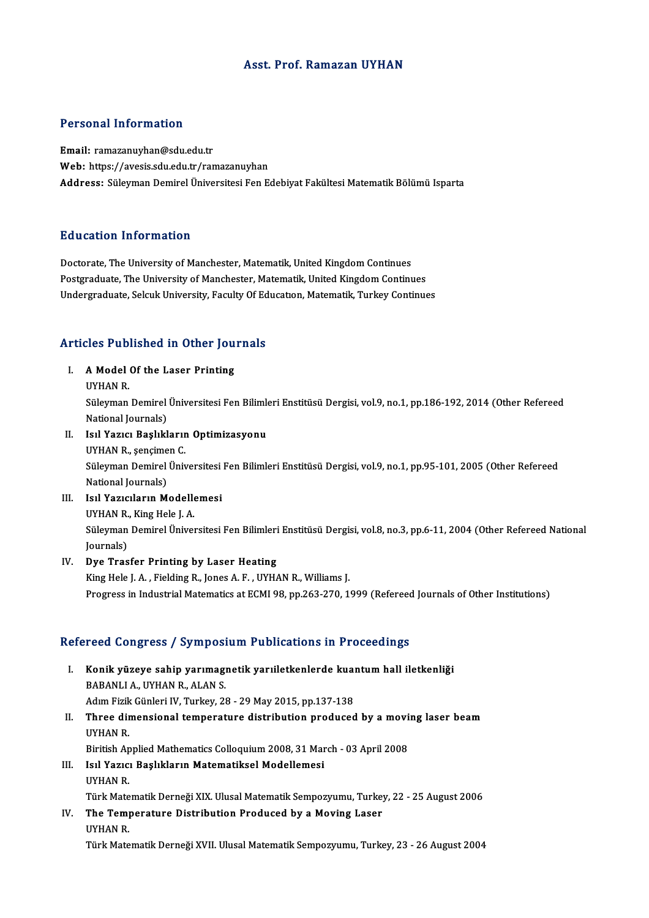# Asst. Prof. Ramazan UYHAN

## Personal Information

**Email:** ramazanuyhan@sdu.edu.tr
**Web:** https://avesis.sdu.edu.tr/ramazanuyhan
**Address:** Süleyman Demirel Üniversitesi Fen Edebiyat Fakültesi Matematik Bölümü Isparta

## Education Information

Doctorate, The University of Manchester, Matematik, United Kingdom Continues
Postgraduate, The University of Manchester, Matematik, United Kingdom Continues
Undergraduate, Selcuk University, Faculty Of Education, Matematik, Turkey Continues

## Articles Published in Other Journals

I. **A Model Of the Laser Printing**
UYHAN R.
Süleyman Demirel Üniversitesi Fen Bilimleri Enstitüsü Dergisi, vol.9, no.1, pp.186-192, 2014 (Other Refereed National Journals)

II. **Isıl Yazıcı Başlıkların Optimizasyonu**
UYHAN R., şençimen C.
Süleyman Demirel Üniversitesi Fen Bilimleri Enstitüsü Dergisi, vol.9, no.1, pp.95-101, 2005 (Other Refereed National Journals)

III. **Isıl Yazıcıların Modellemesi**
UYHAN R., King Hele J. A.
Süleyman Demirel Üniversitesi Fen Bilimleri Enstitüsü Dergisi, vol.8, no.3, pp.6-11, 2004 (Other Refereed National Journals)

IV. **Dye Trasfer Printing by Laser Heating**
King Hele J. A. , Fielding R., Jones A. F. , UYHAN R., Williams J.
Progress in Industrial Matematics at ECMI 98, pp.263-270, 1999 (Refereed Journals of Other Institutions)

## Refereed Congress / Symposium Publications in Proceedings

I. **Konik yüzeye sahip yarımagnetik yarıiletkenlerde kuantum hall iletkenliği**
BABANLI A., UYHAN R., ALAN S.
Adım Fizik Günleri IV, Turkey, 28 - 29 May 2015, pp.137-138

II. **Three dimensional temperature distribution produced by a moving laser beam**
UYHAN R.
Biritish Applied Mathematics Colloquium 2008, 31 March - 03 April 2008

III. **Isıl Yazıcı Başlıkların Matematiksel Modellemesi**
UYHAN R.
Türk Matematik Derneği XIX. Ulusal Matematik Sempozyumu, Turkey, 22 - 25 August 2006

IV. **The Temperature Distribution Produced by a Moving Laser**
UYHAN R.
Türk Matematik Derneği XVII. Ulusal Matematik Sempozyumu, Turkey, 23 - 26 August 2004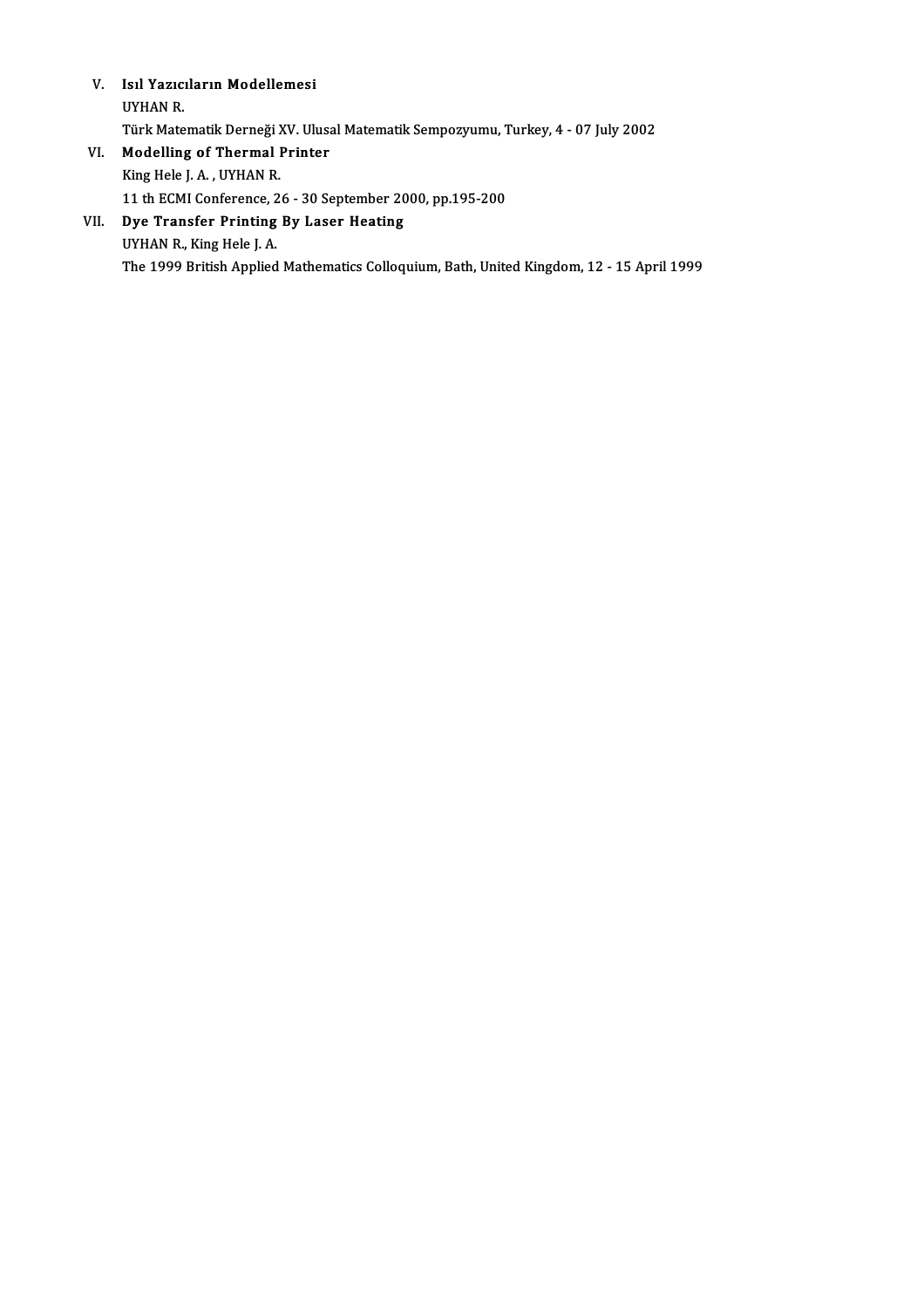V. **Isıl Yazıcıların Modellemesi**
UYHAN R.
Türk Matematik Derneği XV. Ulusal Matematik Sempozyumu, Turkey, 4 - 07 July 2002

VI. **Modelling of Thermal Printer**
King Hele J. A. , UYHAN R.
11 th ECMI Conference, 26 - 30 September 2000, pp.195-200

VII. **Dye Transfer Printing By Laser Heating**
UYHAN R., King Hele J. A.
The 1999 British Applied Mathematics Colloquium, Bath, United Kingdom, 12 - 15 April 1999